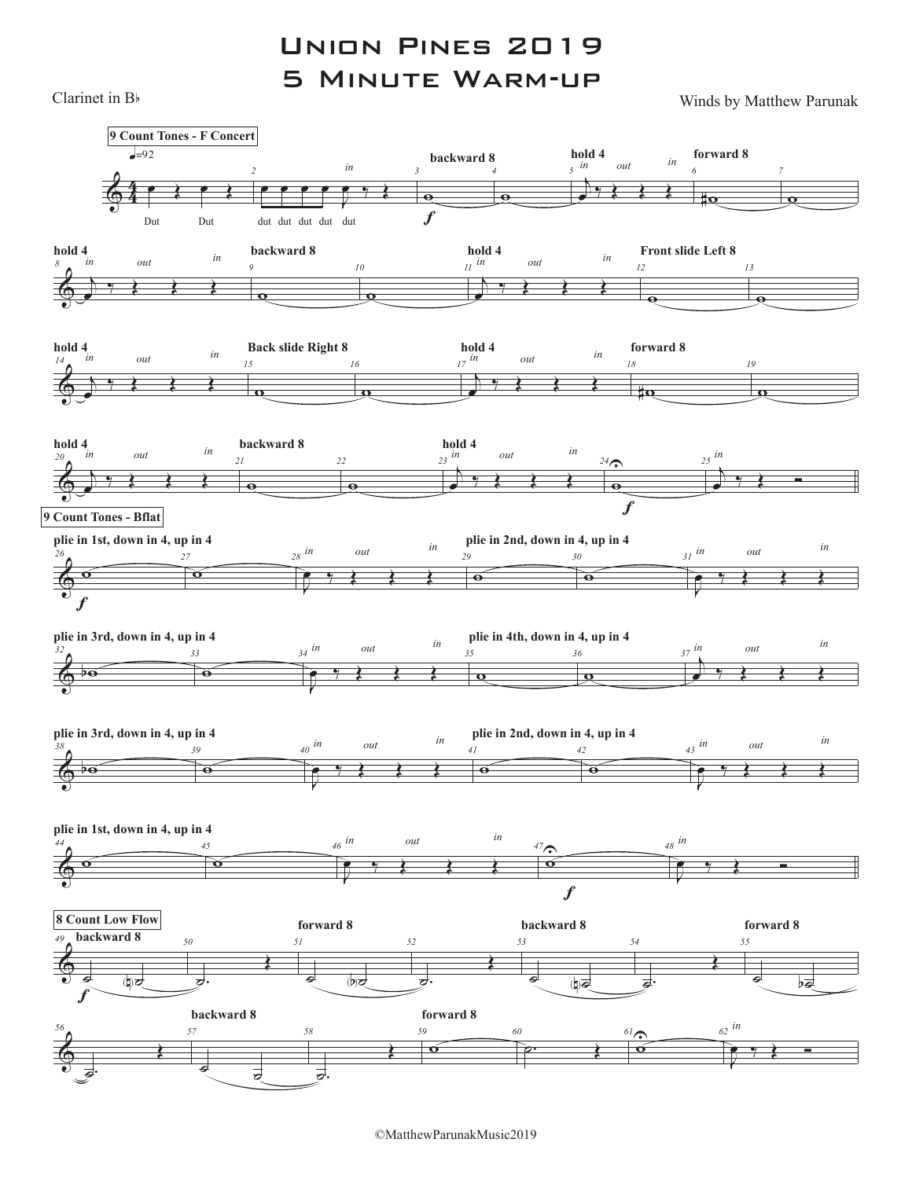# Union Pines 2019
# 5 Minute Warm-up

Clarinet in B♭

Winds by Matthew Parunak

**9 Count Tones - F Concert**

♩=92

Dut Dut dut dut dut dut dut

backward 8 · hold 4 (in, out, in) · forward 8 · hold 4 (in, out, in) · backward 8 · hold 4 (in, out, in) · Front slide Left 8 · hold 4 (in, out, in) · Back slide Right 8 · hold 4 (in, out, in) · forward 8 · hold 4 (in, out, in) · backward 8 · hold 4 (in, out, in) · in

**9 Count Tones - Bflat**

plie in 1st, down in 4, up in 4 (in, out, in)

plie in 2nd, down in 4, up in 4 (in, out, in)

plie in 3rd, down in 4, up in 4 (in, out, in)

plie in 4th, down in 4, up in 4 (in, out, in)

plie in 3rd, down in 4, up in 4 (in, out, in)

plie in 2nd, down in 4, up in 4 (in, out, in)

plie in 1st, down in 4, up in 4 (in, out, in) · in

**8 Count Low Flow**

backward 8 · forward 8 · backward 8 · forward 8 · backward 8 · forward 8 · in

©MatthewParunakMusic2019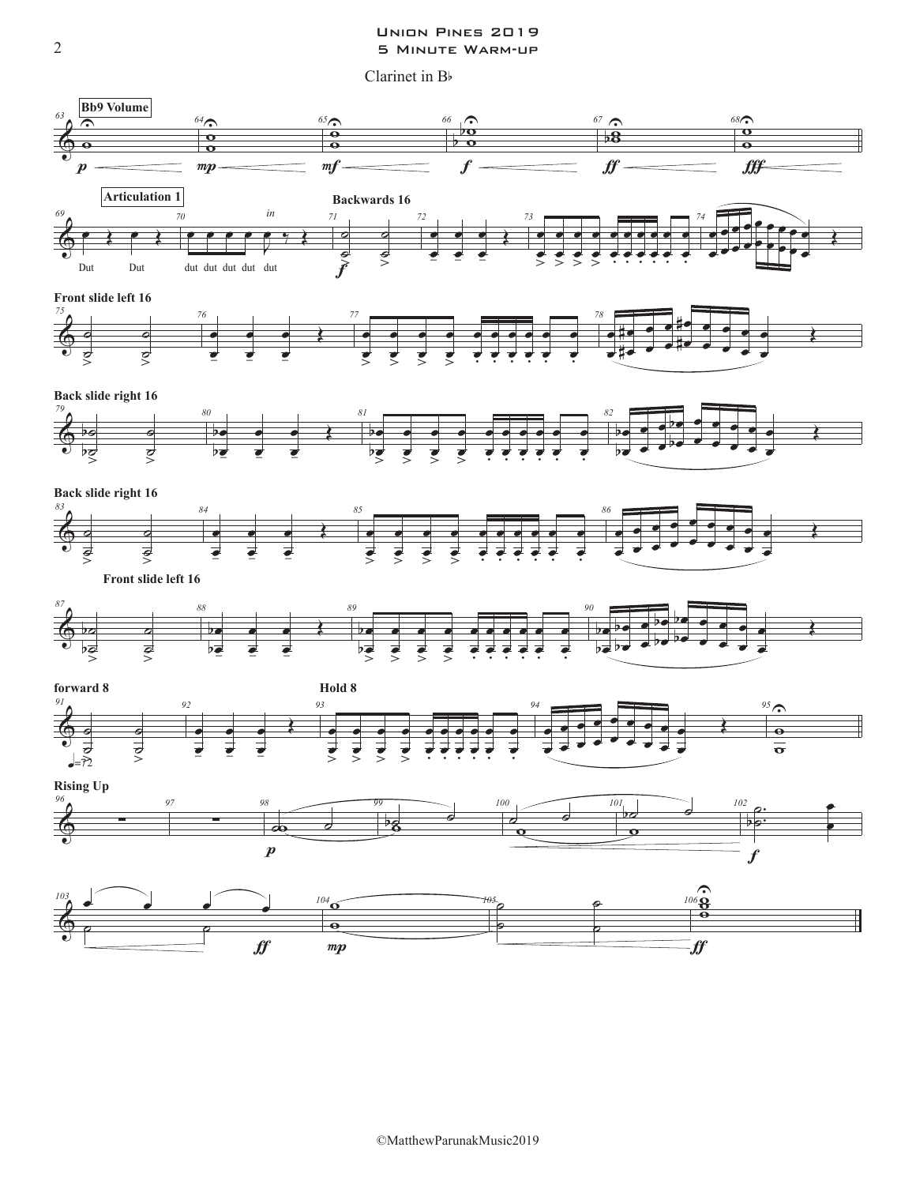Clarinet in B♭

**Bb9 Volume**

*p* *mp* *mf* *f* *ff* *fff*

**Articulation 1**

Dut Dut dut dut dut dut dut *in*

**Backwards 16**

*f*

**Front slide left 16**

**Back slide right 16**

**Back slide right 16**

**Front slide left 16**

**forward 8**

♩=72

**Hold 8**

**Rising Up**

*p* *f*

*ff* *mp* *ff*

©MatthewParunakMusic2019